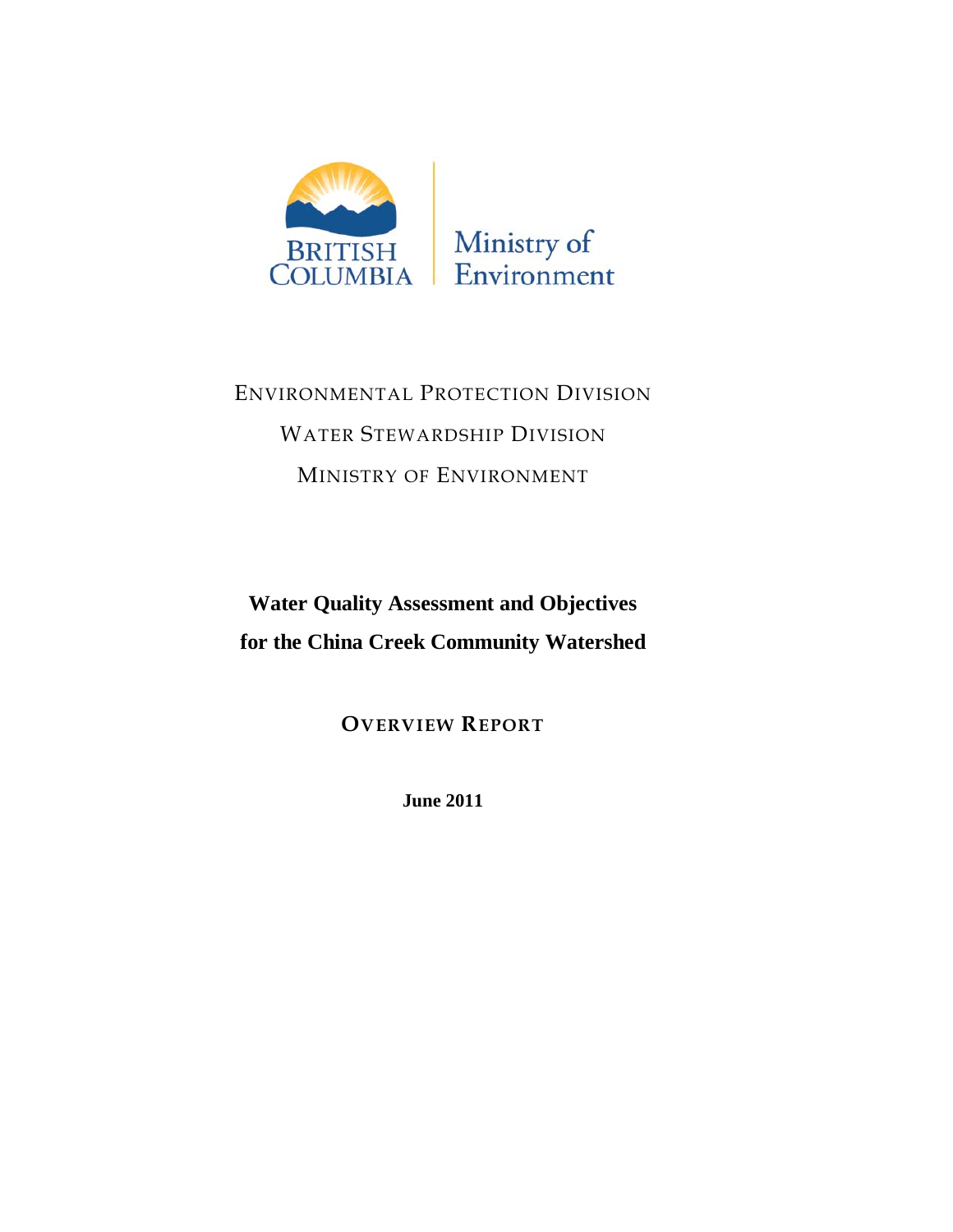BRITISH COLUMBIA | Ministry of Environment

ENVIRONMENTAL PROTECTION DIVISION

WATER STEWARDSHIP DIVISION

MINISTRY OF ENVIRONMENT

# Water Quality Assessment and Objectives for the China Creek Community Watershed

## OVERVIEW REPORT

**June 2011**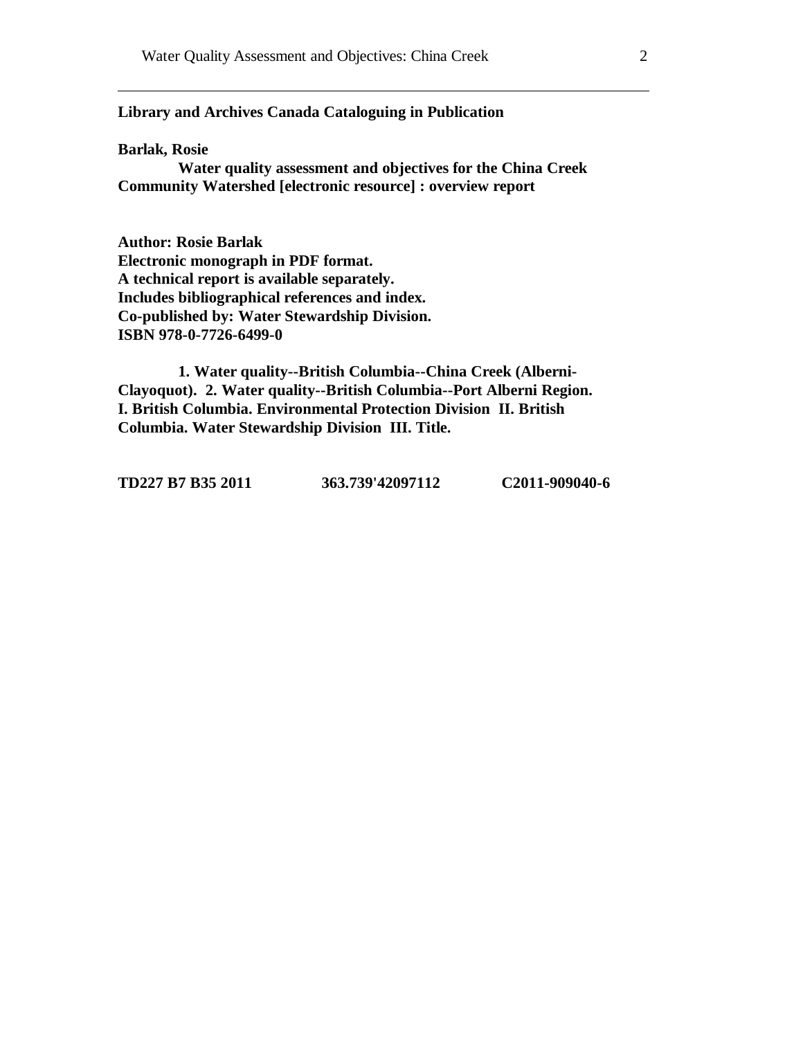**Library and Archives Canada Cataloguing in Publication**

**Barlak, Rosie**

**Water quality assessment and objectives for the China Creek Community Watershed [electronic resource] : overview report**

**Author: Rosie Barlak**
**Electronic monograph in PDF format.**
**A technical report is available separately.**
**Includes bibliographical references and index.**
**Co-published by: Water Stewardship Division.**
**ISBN 978-0-7726-6499-0**

**1. Water quality--British Columbia--China Creek (Alberni-Clayoquot). 2. Water quality--British Columbia--Port Alberni Region. I. British Columbia. Environmental Protection Division II. British Columbia. Water Stewardship Division III. Title.**

**TD227 B7 B35 2011 363.739'42097112 C2011-909040-6**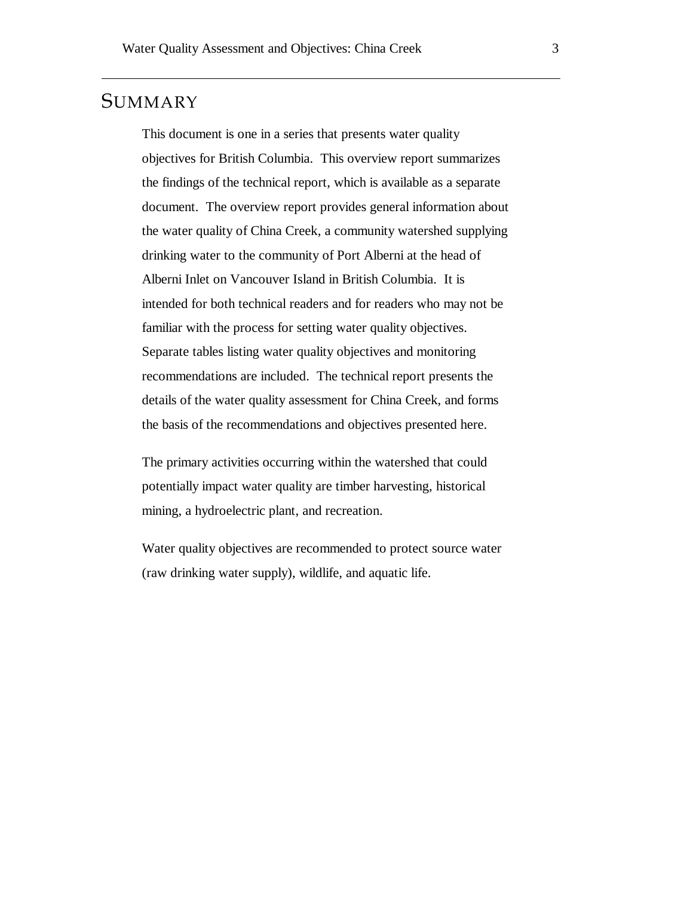# SUMMARY

This document is one in a series that presents water quality objectives for British Columbia. This overview report summarizes the findings of the technical report, which is available as a separate document. The overview report provides general information about the water quality of China Creek, a community watershed supplying drinking water to the community of Port Alberni at the head of Alberni Inlet on Vancouver Island in British Columbia. It is intended for both technical readers and for readers who may not be familiar with the process for setting water quality objectives. Separate tables listing water quality objectives and monitoring recommendations are included. The technical report presents the details of the water quality assessment for China Creek, and forms the basis of the recommendations and objectives presented here.

The primary activities occurring within the watershed that could potentially impact water quality are timber harvesting, historical mining, a hydroelectric plant, and recreation.

Water quality objectives are recommended to protect source water (raw drinking water supply), wildlife, and aquatic life.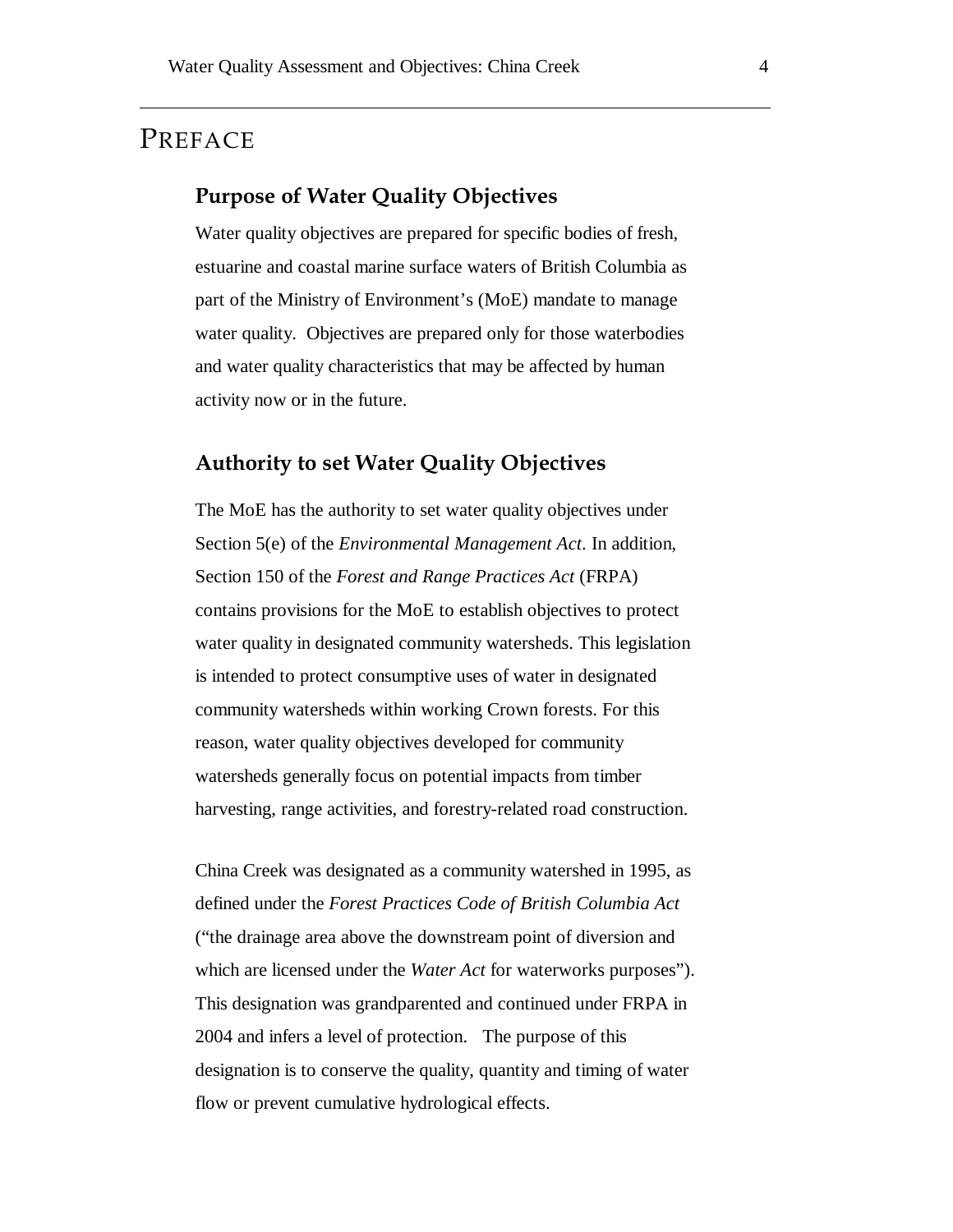# PREFACE

## Purpose of Water Quality Objectives

Water quality objectives are prepared for specific bodies of fresh, estuarine and coastal marine surface waters of British Columbia as part of the Ministry of Environment's (MoE) mandate to manage water quality. Objectives are prepared only for those waterbodies and water quality characteristics that may be affected by human activity now or in the future.

## Authority to set Water Quality Objectives

The MoE has the authority to set water quality objectives under Section 5(e) of the *Environmental Management Act*. In addition, Section 150 of the *Forest and Range Practices Act* (FRPA) contains provisions for the MoE to establish objectives to protect water quality in designated community watersheds. This legislation is intended to protect consumptive uses of water in designated community watersheds within working Crown forests. For this reason, water quality objectives developed for community watersheds generally focus on potential impacts from timber harvesting, range activities, and forestry-related road construction.

China Creek was designated as a community watershed in 1995, as defined under the *Forest Practices Code of British Columbia Act* ("the drainage area above the downstream point of diversion and which are licensed under the *Water Act* for waterworks purposes"). This designation was grandparented and continued under FRPA in 2004 and infers a level of protection. The purpose of this designation is to conserve the quality, quantity and timing of water flow or prevent cumulative hydrological effects.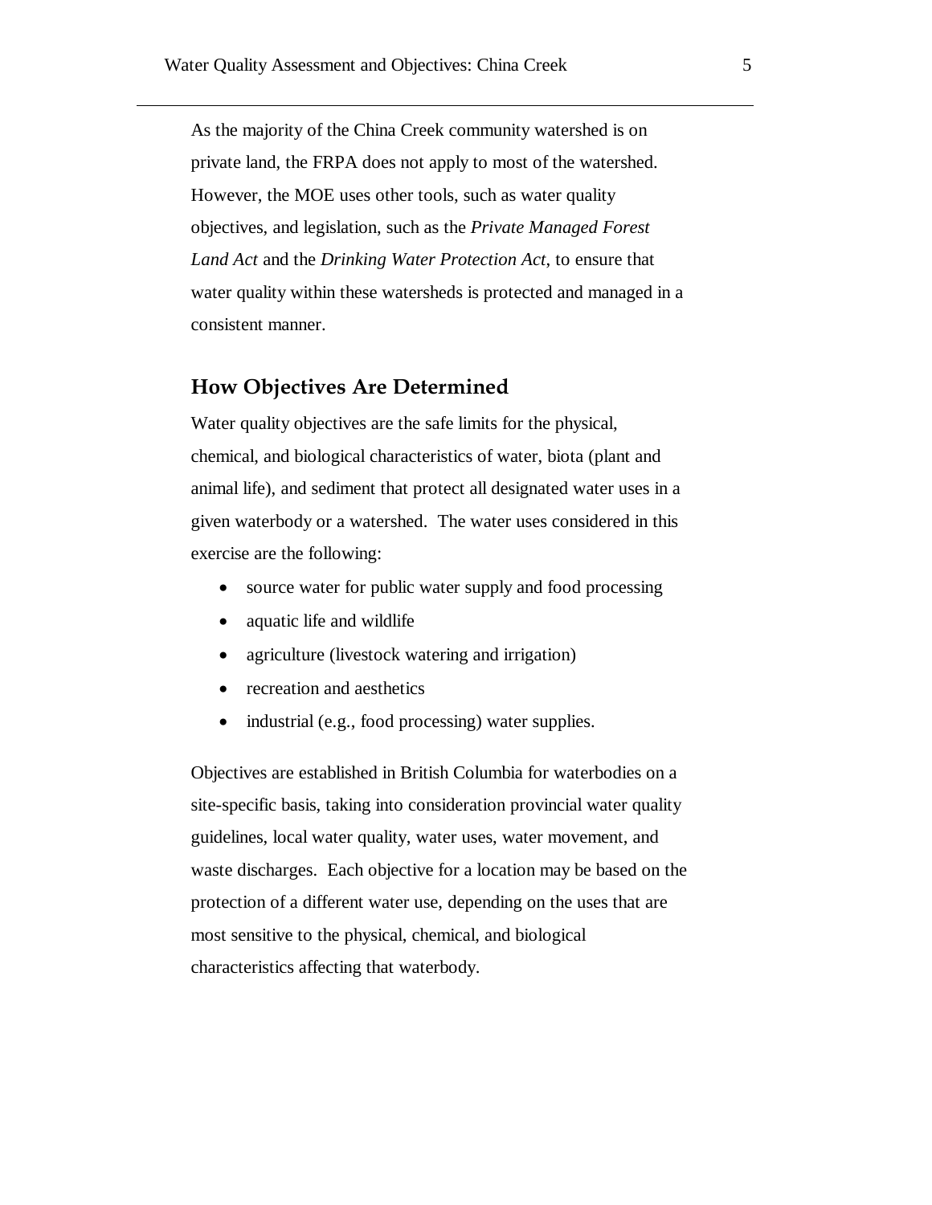As the majority of the China Creek community watershed is on private land, the FRPA does not apply to most of the watershed. However, the MOE uses other tools, such as water quality objectives, and legislation, such as the *Private Managed Forest Land Act* and the *Drinking Water Protection Act*, to ensure that water quality within these watersheds is protected and managed in a consistent manner.

## How Objectives Are Determined

Water quality objectives are the safe limits for the physical, chemical, and biological characteristics of water, biota (plant and animal life), and sediment that protect all designated water uses in a given waterbody or a watershed. The water uses considered in this exercise are the following:

- source water for public water supply and food processing
- aquatic life and wildlife
- agriculture (livestock watering and irrigation)
- recreation and aesthetics
- industrial (e.g., food processing) water supplies.

Objectives are established in British Columbia for waterbodies on a site-specific basis, taking into consideration provincial water quality guidelines, local water quality, water uses, water movement, and waste discharges. Each objective for a location may be based on the protection of a different water use, depending on the uses that are most sensitive to the physical, chemical, and biological characteristics affecting that waterbody.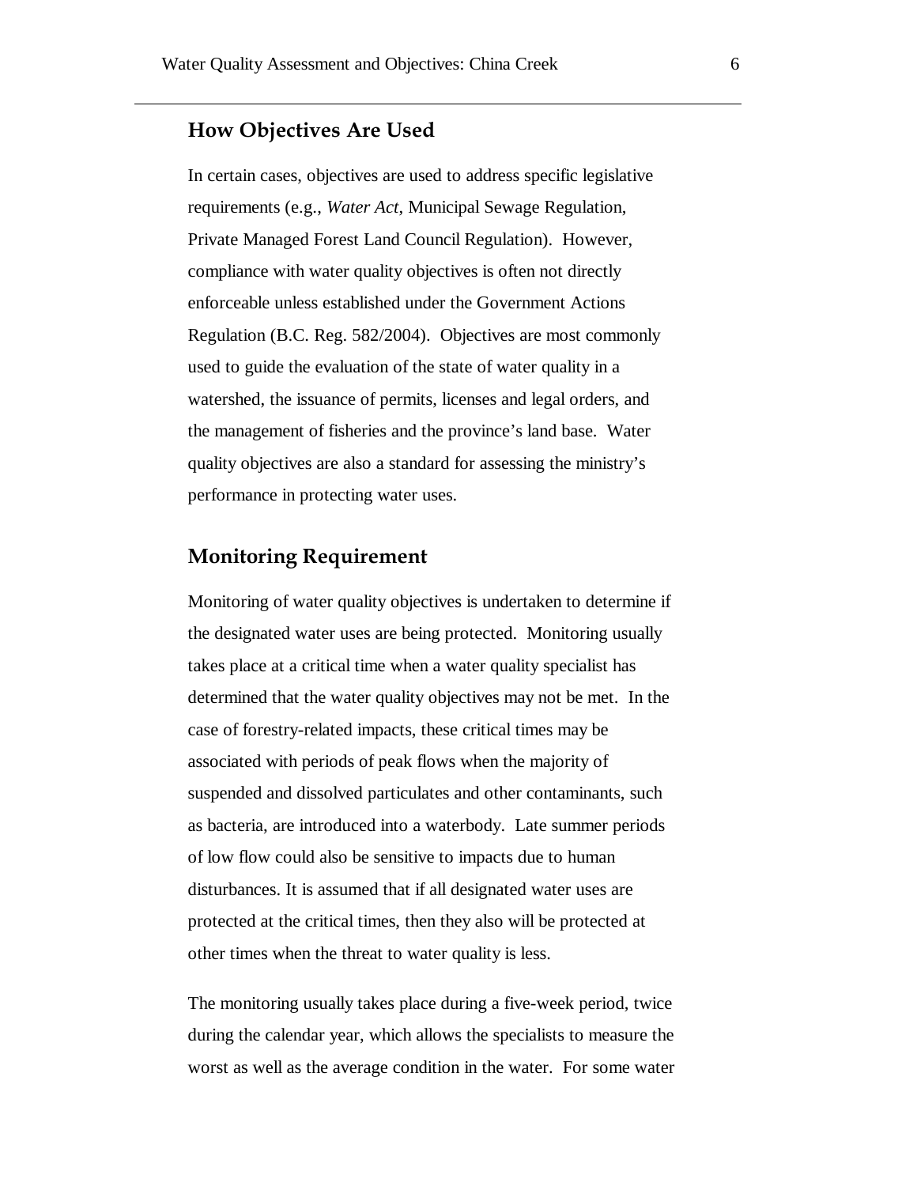## How Objectives Are Used

In certain cases, objectives are used to address specific legislative requirements (e.g., *Water Act*, Municipal Sewage Regulation, Private Managed Forest Land Council Regulation). However, compliance with water quality objectives is often not directly enforceable unless established under the Government Actions Regulation (B.C. Reg. 582/2004). Objectives are most commonly used to guide the evaluation of the state of water quality in a watershed, the issuance of permits, licenses and legal orders, and the management of fisheries and the province's land base. Water quality objectives are also a standard for assessing the ministry's performance in protecting water uses.

## Monitoring Requirement

Monitoring of water quality objectives is undertaken to determine if the designated water uses are being protected. Monitoring usually takes place at a critical time when a water quality specialist has determined that the water quality objectives may not be met. In the case of forestry-related impacts, these critical times may be associated with periods of peak flows when the majority of suspended and dissolved particulates and other contaminants, such as bacteria, are introduced into a waterbody. Late summer periods of low flow could also be sensitive to impacts due to human disturbances. It is assumed that if all designated water uses are protected at the critical times, then they also will be protected at other times when the threat to water quality is less.

The monitoring usually takes place during a five-week period, twice during the calendar year, which allows the specialists to measure the worst as well as the average condition in the water. For some water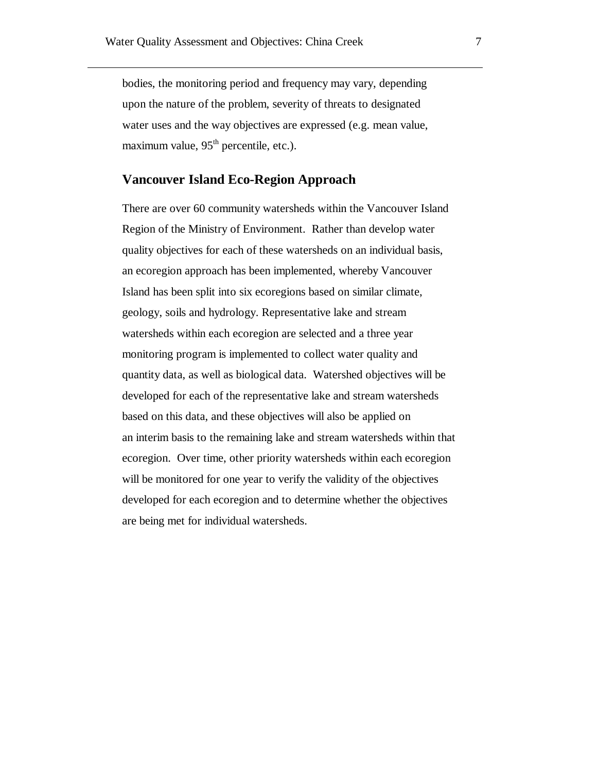bodies, the monitoring period and frequency may vary, depending upon the nature of the problem, severity of threats to designated water uses and the way objectives are expressed (e.g. mean value, maximum value, $95^{th}$ percentile, etc.).

## Vancouver Island Eco-Region Approach

There are over 60 community watersheds within the Vancouver Island Region of the Ministry of Environment. Rather than develop water quality objectives for each of these watersheds on an individual basis, an ecoregion approach has been implemented, whereby Vancouver Island has been split into six ecoregions based on similar climate, geology, soils and hydrology. Representative lake and stream watersheds within each ecoregion are selected and a three year monitoring program is implemented to collect water quality and quantity data, as well as biological data. Watershed objectives will be developed for each of the representative lake and stream watersheds based on this data, and these objectives will also be applied on an interim basis to the remaining lake and stream watersheds within that ecoregion. Over time, other priority watersheds within each ecoregion will be monitored for one year to verify the validity of the objectives developed for each ecoregion and to determine whether the objectives are being met for individual watersheds.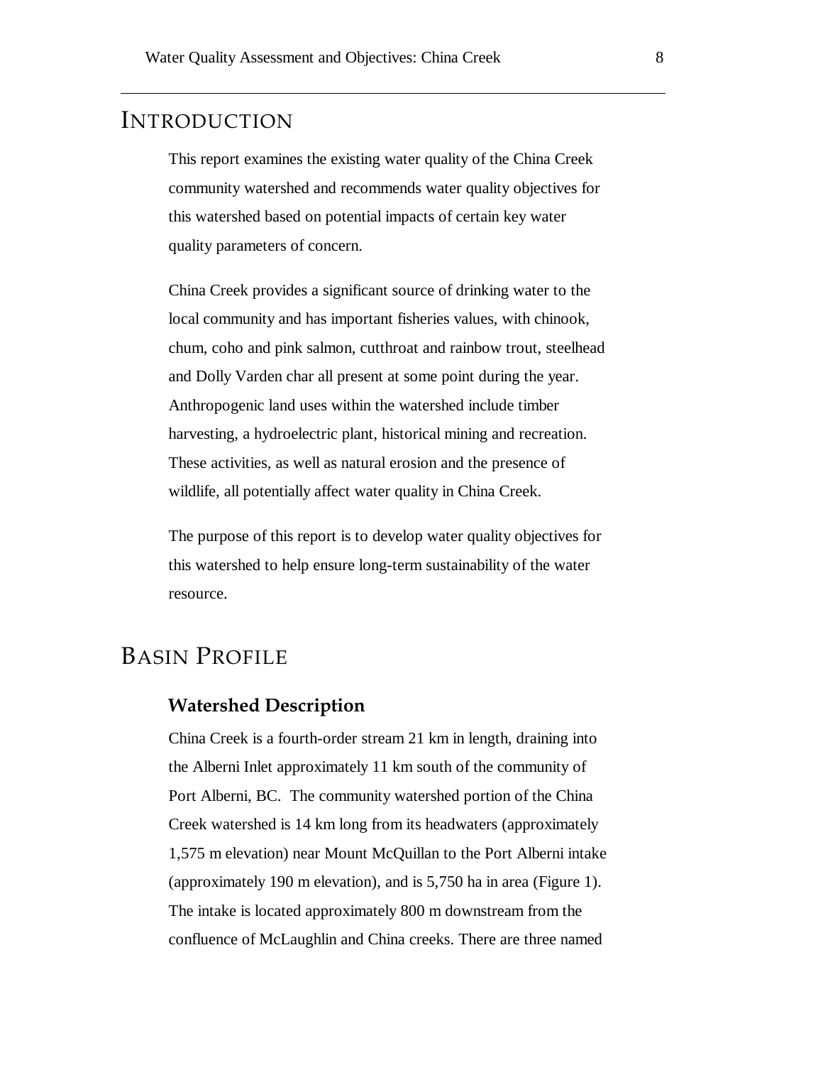# INTRODUCTION

This report examines the existing water quality of the China Creek community watershed and recommends water quality objectives for this watershed based on potential impacts of certain key water quality parameters of concern.

China Creek provides a significant source of drinking water to the local community and has important fisheries values, with chinook, chum, coho and pink salmon, cutthroat and rainbow trout, steelhead and Dolly Varden char all present at some point during the year. Anthropogenic land uses within the watershed include timber harvesting, a hydroelectric plant, historical mining and recreation. These activities, as well as natural erosion and the presence of wildlife, all potentially affect water quality in China Creek.

The purpose of this report is to develop water quality objectives for this watershed to help ensure long-term sustainability of the water resource.

# BASIN PROFILE

## Watershed Description

China Creek is a fourth-order stream 21 km in length, draining into the Alberni Inlet approximately 11 km south of the community of Port Alberni, BC. The community watershed portion of the China Creek watershed is 14 km long from its headwaters (approximately 1,575 m elevation) near Mount McQuillan to the Port Alberni intake (approximately 190 m elevation), and is 5,750 ha in area (Figure 1). The intake is located approximately 800 m downstream from the confluence of McLaughlin and China creeks. There are three named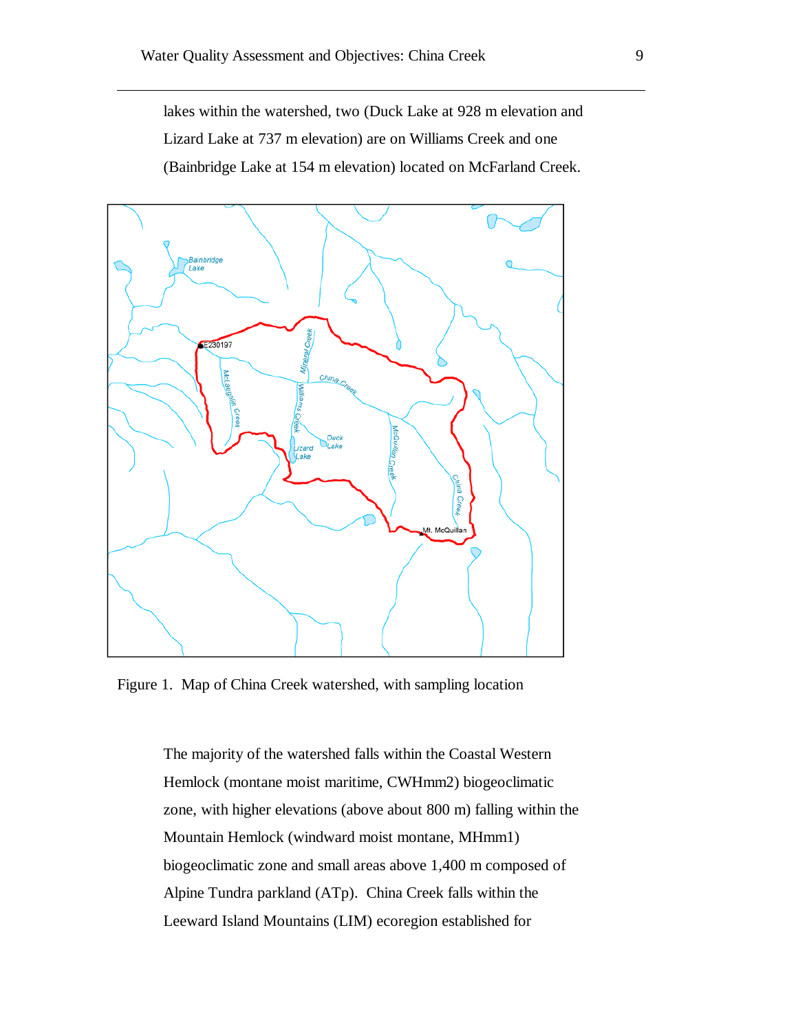lakes within the watershed, two (Duck Lake at 928 m elevation and Lizard Lake at 737 m elevation) are on Williams Creek and one (Bainbridge Lake at 154 m elevation) located on McFarland Creek.

Figure 1. Map of China Creek watershed, with sampling location

The majority of the watershed falls within the Coastal Western Hemlock (montane moist maritime, CWHmm2) biogeoclimatic zone, with higher elevations (above about 800 m) falling within the Mountain Hemlock (windward moist montane, MHmm1) biogeoclimatic zone and small areas above 1,400 m composed of Alpine Tundra parkland (ATp). China Creek falls within the Leeward Island Mountains (LIM) ecoregion established for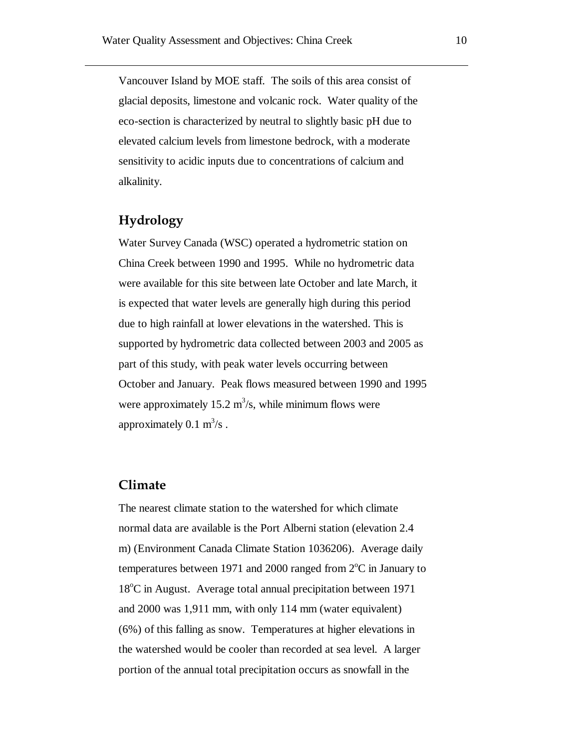Vancouver Island by MOE staff. The soils of this area consist of glacial deposits, limestone and volcanic rock. Water quality of the eco-section is characterized by neutral to slightly basic pH due to elevated calcium levels from limestone bedrock, with a moderate sensitivity to acidic inputs due to concentrations of calcium and alkalinity.

## Hydrology

Water Survey Canada (WSC) operated a hydrometric station on China Creek between 1990 and 1995. While no hydrometric data were available for this site between late October and late March, it is expected that water levels are generally high during this period due to high rainfall at lower elevations in the watershed. This is supported by hydrometric data collected between 2003 and 2005 as part of this study, with peak water levels occurring between October and January. Peak flows measured between 1990 and 1995 were approximately 15.2 $m^3/s$, while minimum flows were approximately 0.1 $m^3/s$ .

## Climate

The nearest climate station to the watershed for which climate normal data are available is the Port Alberni station (elevation 2.4 m) (Environment Canada Climate Station 1036206). Average daily temperatures between 1971 and 2000 ranged from 2$^{o}$C in January to 18$^{o}$C in August. Average total annual precipitation between 1971 and 2000 was 1,911 mm, with only 114 mm (water equivalent) (6%) of this falling as snow. Temperatures at higher elevations in the watershed would be cooler than recorded at sea level. A larger portion of the annual total precipitation occurs as snowfall in the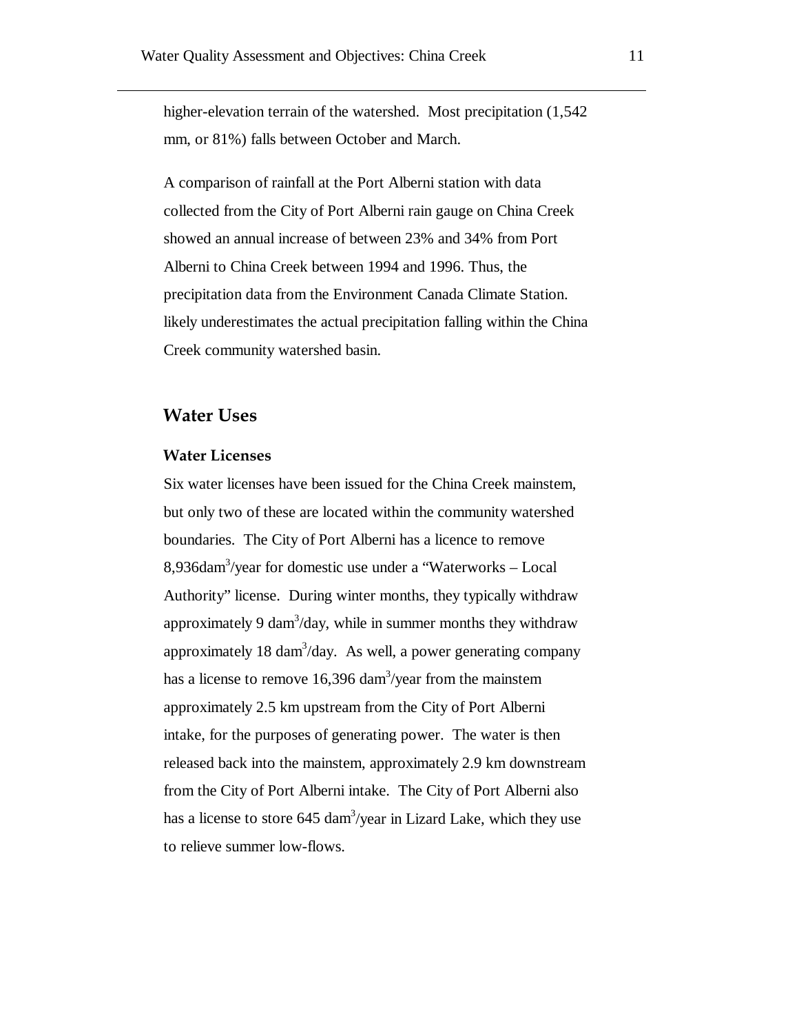higher-elevation terrain of the watershed. Most precipitation (1,542 mm, or 81%) falls between October and March.

A comparison of rainfall at the Port Alberni station with data collected from the City of Port Alberni rain gauge on China Creek showed an annual increase of between 23% and 34% from Port Alberni to China Creek between 1994 and 1996. Thus, the precipitation data from the Environment Canada Climate Station. likely underestimates the actual precipitation falling within the China Creek community watershed basin.

## Water Uses

### Water Licenses

Six water licenses have been issued for the China Creek mainstem, but only two of these are located within the community watershed boundaries. The City of Port Alberni has a licence to remove 8,936dam$^3$/year for domestic use under a "Waterworks – Local Authority" license. During winter months, they typically withdraw approximately 9 dam$^3$/day, while in summer months they withdraw approximately 18 dam$^3$/day. As well, a power generating company has a license to remove 16,396 dam$^3$/year from the mainstem approximately 2.5 km upstream from the City of Port Alberni intake, for the purposes of generating power. The water is then released back into the mainstem, approximately 2.9 km downstream from the City of Port Alberni intake. The City of Port Alberni also has a license to store 645 dam$^3$/year in Lizard Lake, which they use to relieve summer low-flows.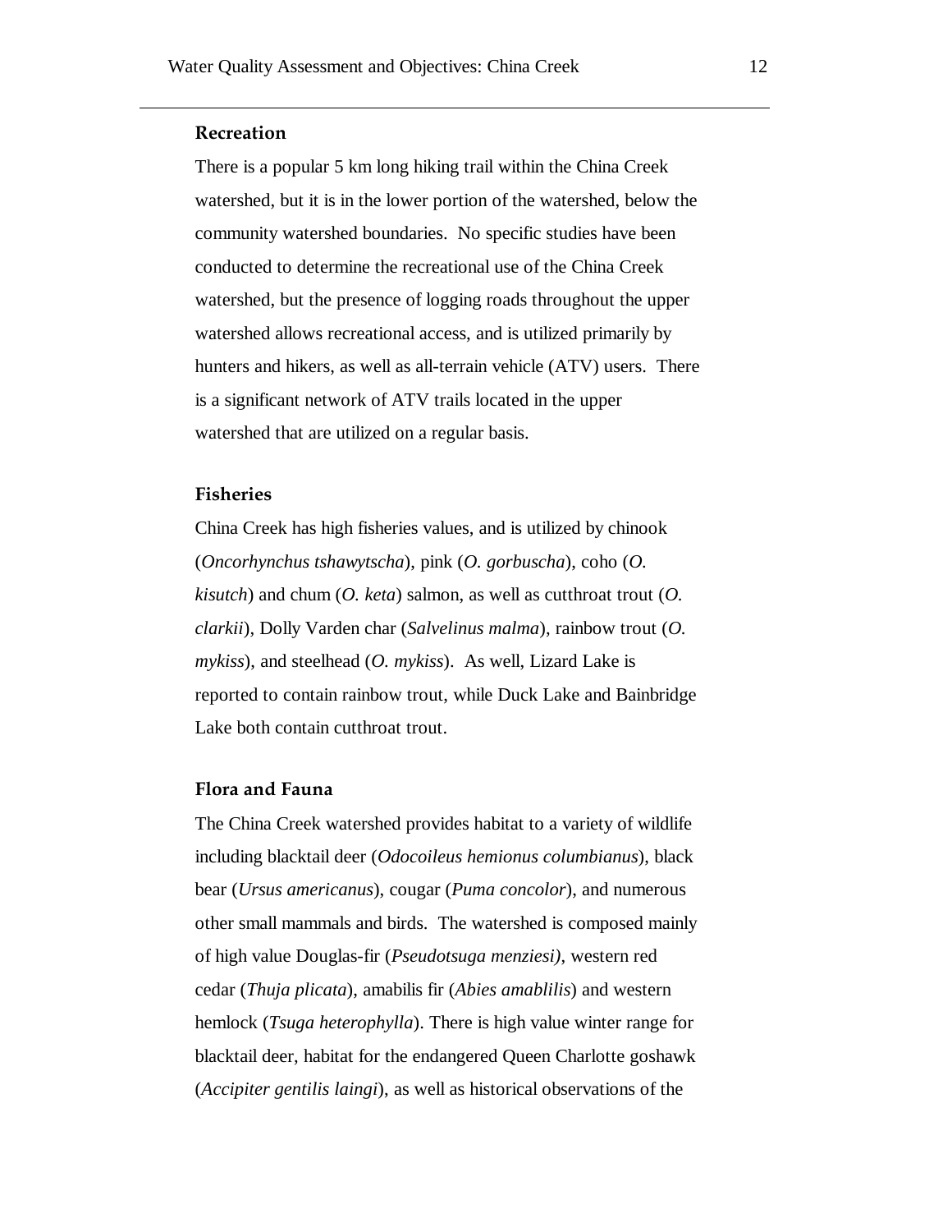### Recreation

There is a popular 5 km long hiking trail within the China Creek watershed, but it is in the lower portion of the watershed, below the community watershed boundaries. No specific studies have been conducted to determine the recreational use of the China Creek watershed, but the presence of logging roads throughout the upper watershed allows recreational access, and is utilized primarily by hunters and hikers, as well as all-terrain vehicle (ATV) users. There is a significant network of ATV trails located in the upper watershed that are utilized on a regular basis.

### Fisheries

China Creek has high fisheries values, and is utilized by chinook (*Oncorhynchus tshawytscha*), pink (*O. gorbuscha*), coho (*O. kisutch*) and chum (*O. keta*) salmon, as well as cutthroat trout (*O. clarkii*), Dolly Varden char (*Salvelinus malma*), rainbow trout (*O. mykiss*), and steelhead (*O. mykiss*). As well, Lizard Lake is reported to contain rainbow trout, while Duck Lake and Bainbridge Lake both contain cutthroat trout.

### Flora and Fauna

The China Creek watershed provides habitat to a variety of wildlife including blacktail deer (*Odocoileus hemionus columbianus*), black bear (*Ursus americanus*), cougar (*Puma concolor*), and numerous other small mammals and birds. The watershed is composed mainly of high value Douglas-fir (*Pseudotsuga menziesi)*, western red cedar (*Thuja plicata*), amabilis fir (*Abies amablilis*) and western hemlock (*Tsuga heterophylla*). There is high value winter range for blacktail deer, habitat for the endangered Queen Charlotte goshawk (*Accipiter gentilis laingi*), as well as historical observations of the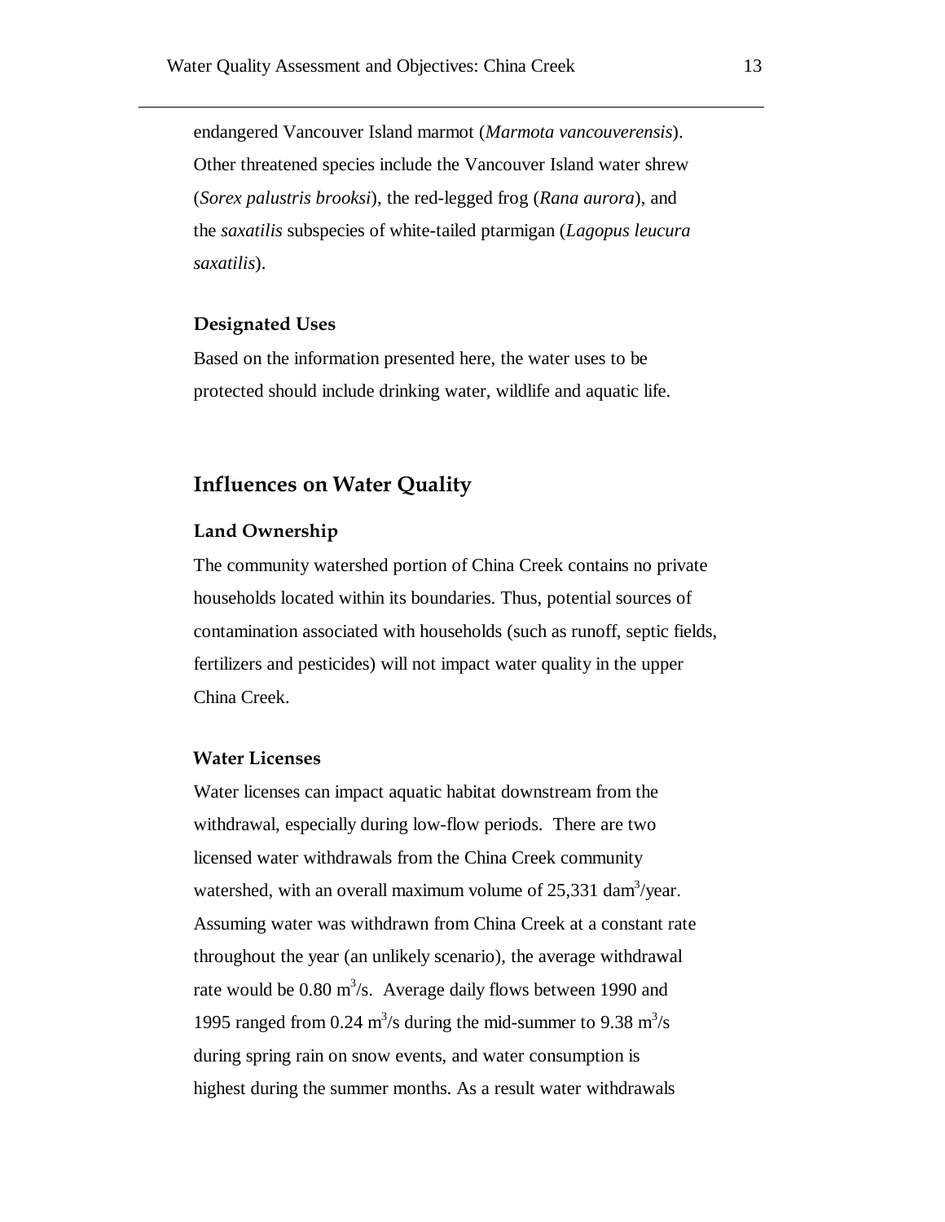endangered Vancouver Island marmot (*Marmota vancouverensis*). Other threatened species include the Vancouver Island water shrew (*Sorex palustris brooksi*), the red-legged frog (*Rana aurora*), and the *saxatilis* subspecies of white-tailed ptarmigan (*Lagopus leucura saxatilis*).

### Designated Uses

Based on the information presented here, the water uses to be protected should include drinking water, wildlife and aquatic life.

## Influences on Water Quality

### Land Ownership

The community watershed portion of China Creek contains no private households located within its boundaries. Thus, potential sources of contamination associated with households (such as runoff, septic fields, fertilizers and pesticides) will not impact water quality in the upper China Creek.

### Water Licenses

Water licenses can impact aquatic habitat downstream from the withdrawal, especially during low-flow periods. There are two licensed water withdrawals from the China Creek community watershed, with an overall maximum volume of 25,331 $dam^3$/year. Assuming water was withdrawn from China Creek at a constant rate throughout the year (an unlikely scenario), the average withdrawal rate would be 0.80 $m^3$/s. Average daily flows between 1990 and 1995 ranged from 0.24 $m^3$/s during the mid-summer to 9.38 $m^3$/s during spring rain on snow events, and water consumption is highest during the summer months. As a result water withdrawals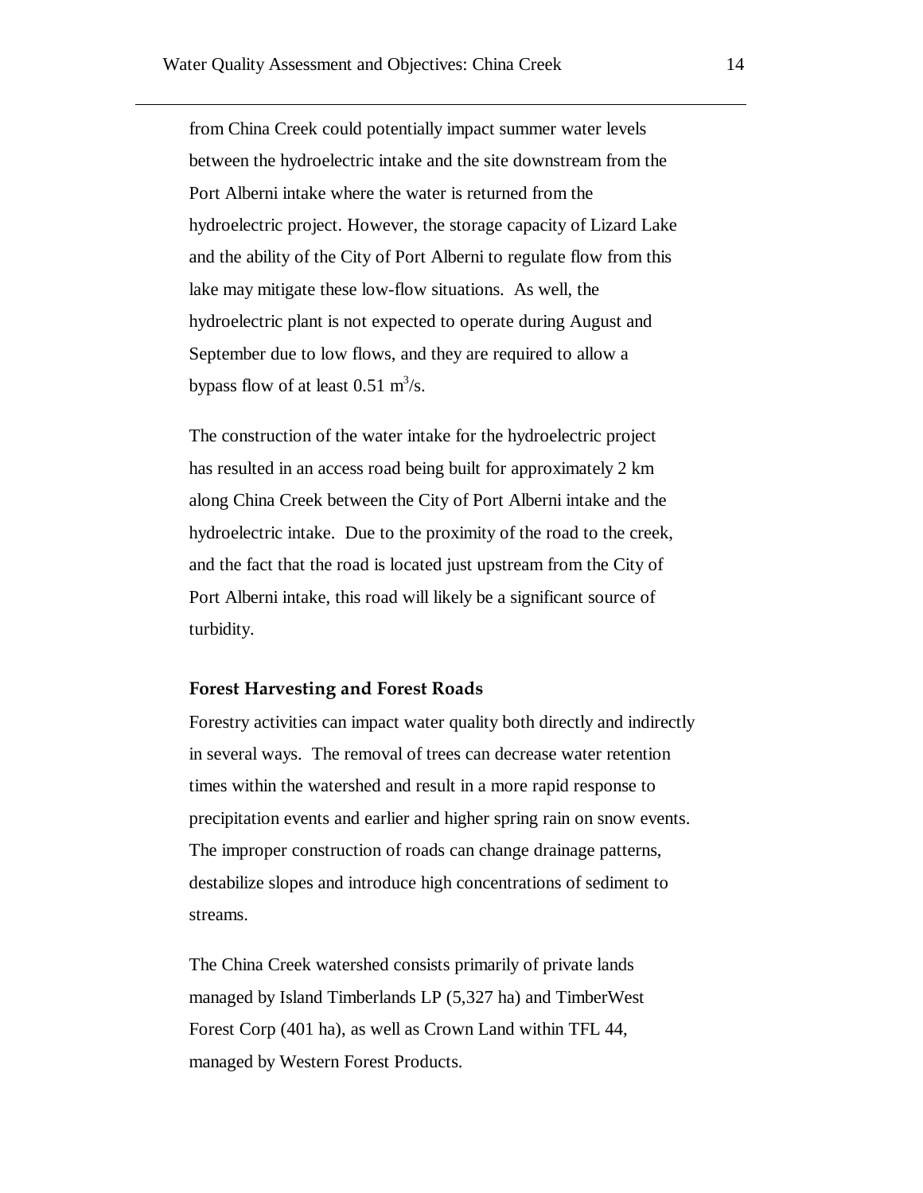from China Creek could potentially impact summer water levels between the hydroelectric intake and the site downstream from the Port Alberni intake where the water is returned from the hydroelectric project. However, the storage capacity of Lizard Lake and the ability of the City of Port Alberni to regulate flow from this lake may mitigate these low-flow situations. As well, the hydroelectric plant is not expected to operate during August and September due to low flows, and they are required to allow a bypass flow of at least 0.51 $m^3$/s.

The construction of the water intake for the hydroelectric project has resulted in an access road being built for approximately 2 km along China Creek between the City of Port Alberni intake and the hydroelectric intake. Due to the proximity of the road to the creek, and the fact that the road is located just upstream from the City of Port Alberni intake, this road will likely be a significant source of turbidity.

### Forest Harvesting and Forest Roads

Forestry activities can impact water quality both directly and indirectly in several ways. The removal of trees can decrease water retention times within the watershed and result in a more rapid response to precipitation events and earlier and higher spring rain on snow events. The improper construction of roads can change drainage patterns, destabilize slopes and introduce high concentrations of sediment to streams.

The China Creek watershed consists primarily of private lands managed by Island Timberlands LP (5,327 ha) and TimberWest Forest Corp (401 ha), as well as Crown Land within TFL 44, managed by Western Forest Products.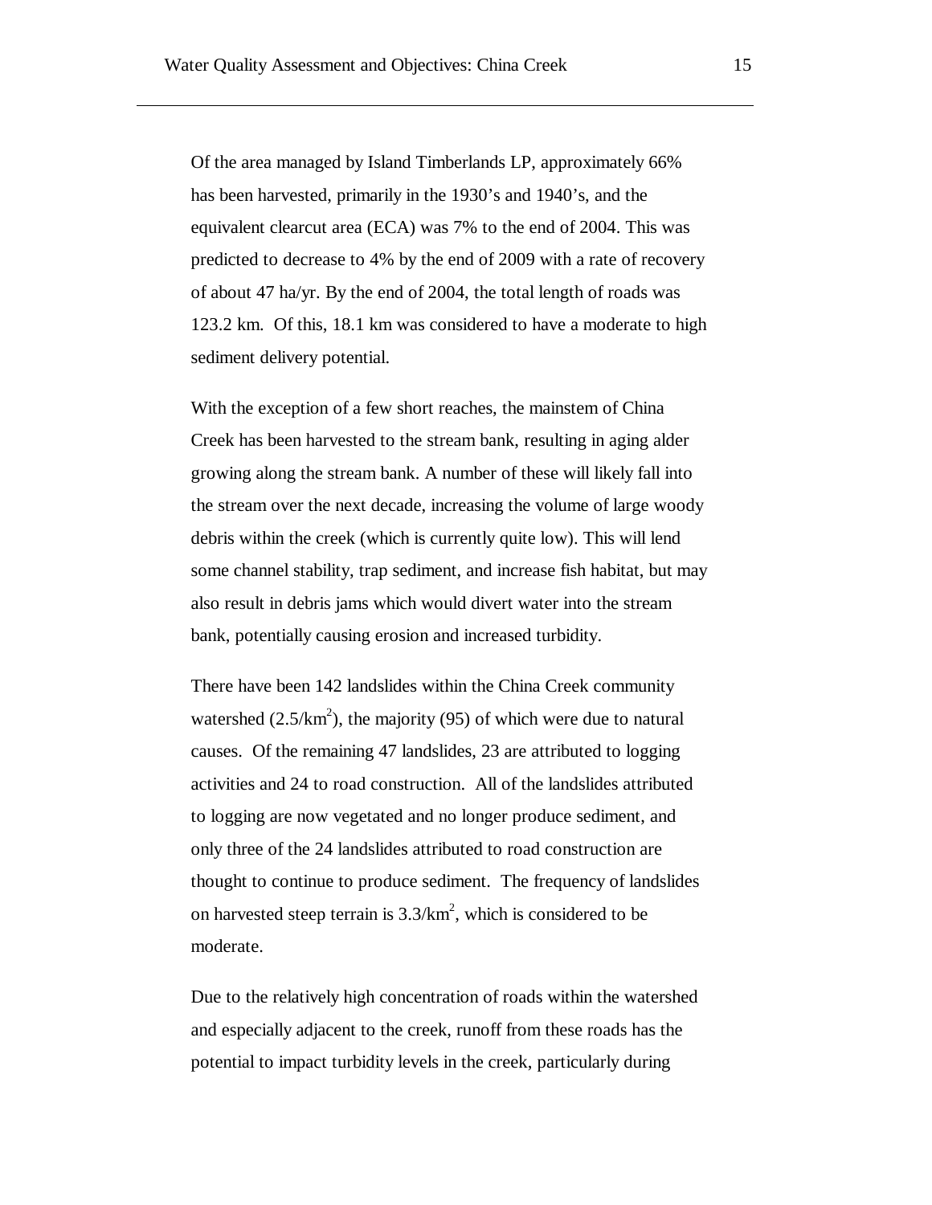Of the area managed by Island Timberlands LP, approximately 66% has been harvested, primarily in the 1930's and 1940's, and the equivalent clearcut area (ECA) was 7% to the end of 2004. This was predicted to decrease to 4% by the end of 2009 with a rate of recovery of about 47 ha/yr. By the end of 2004, the total length of roads was 123.2 km. Of this, 18.1 km was considered to have a moderate to high sediment delivery potential.

With the exception of a few short reaches, the mainstem of China Creek has been harvested to the stream bank, resulting in aging alder growing along the stream bank. A number of these will likely fall into the stream over the next decade, increasing the volume of large woody debris within the creek (which is currently quite low). This will lend some channel stability, trap sediment, and increase fish habitat, but may also result in debris jams which would divert water into the stream bank, potentially causing erosion and increased turbidity.

There have been 142 landslides within the China Creek community watershed (2.5/km$^2$), the majority (95) of which were due to natural causes. Of the remaining 47 landslides, 23 are attributed to logging activities and 24 to road construction. All of the landslides attributed to logging are now vegetated and no longer produce sediment, and only three of the 24 landslides attributed to road construction are thought to continue to produce sediment. The frequency of landslides on harvested steep terrain is 3.3/km$^2$, which is considered to be moderate.

Due to the relatively high concentration of roads within the watershed and especially adjacent to the creek, runoff from these roads has the potential to impact turbidity levels in the creek, particularly during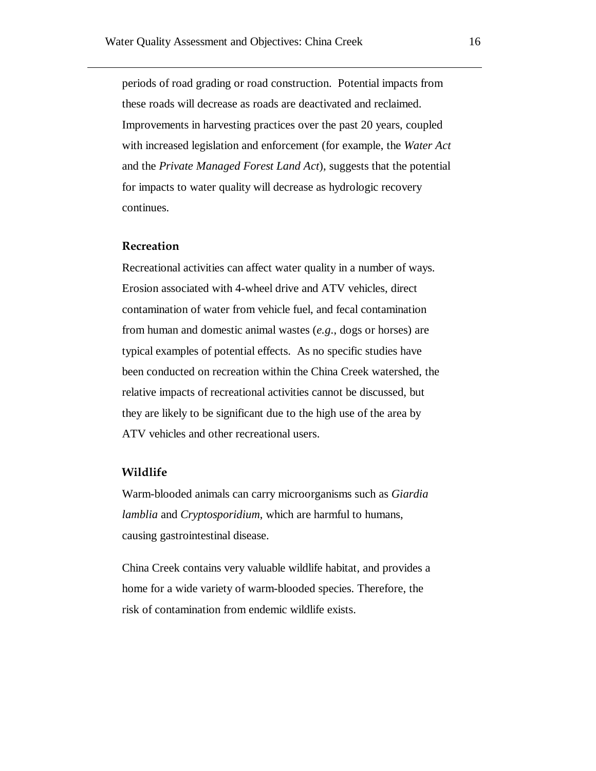periods of road grading or road construction. Potential impacts from these roads will decrease as roads are deactivated and reclaimed. Improvements in harvesting practices over the past 20 years, coupled with increased legislation and enforcement (for example, the *Water Act* and the *Private Managed Forest Land Act*), suggests that the potential for impacts to water quality will decrease as hydrologic recovery continues.

### Recreation

Recreational activities can affect water quality in a number of ways. Erosion associated with 4-wheel drive and ATV vehicles, direct contamination of water from vehicle fuel, and fecal contamination from human and domestic animal wastes (*e.g.*, dogs or horses) are typical examples of potential effects. As no specific studies have been conducted on recreation within the China Creek watershed, the relative impacts of recreational activities cannot be discussed, but they are likely to be significant due to the high use of the area by ATV vehicles and other recreational users.

### Wildlife

Warm-blooded animals can carry microorganisms such as *Giardia lamblia* and *Cryptosporidium*, which are harmful to humans, causing gastrointestinal disease.

China Creek contains very valuable wildlife habitat, and provides a home for a wide variety of warm-blooded species. Therefore, the risk of contamination from endemic wildlife exists.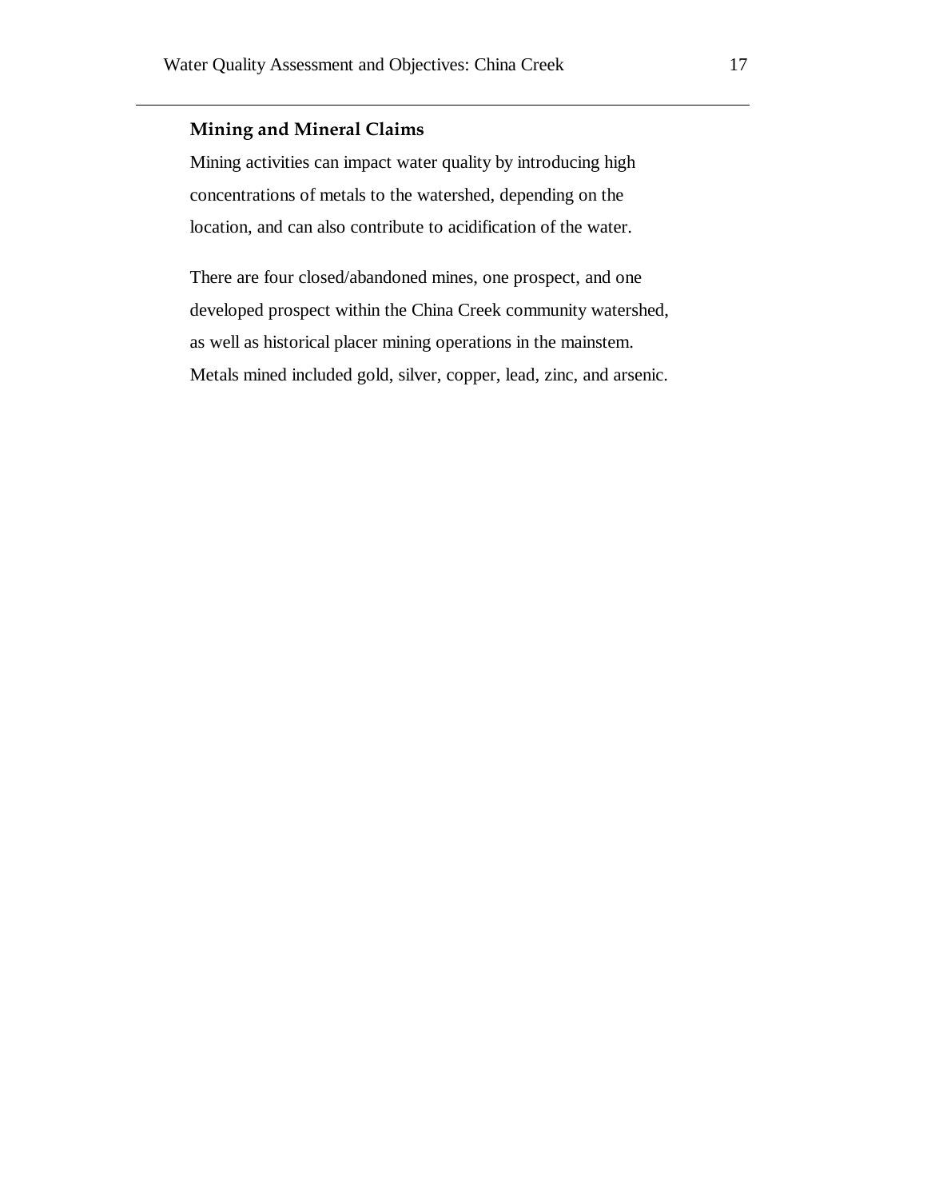### Mining and Mineral Claims

Mining activities can impact water quality by introducing high concentrations of metals to the watershed, depending on the location, and can also contribute to acidification of the water.

There are four closed/abandoned mines, one prospect, and one developed prospect within the China Creek community watershed, as well as historical placer mining operations in the mainstem. Metals mined included gold, silver, copper, lead, zinc, and arsenic.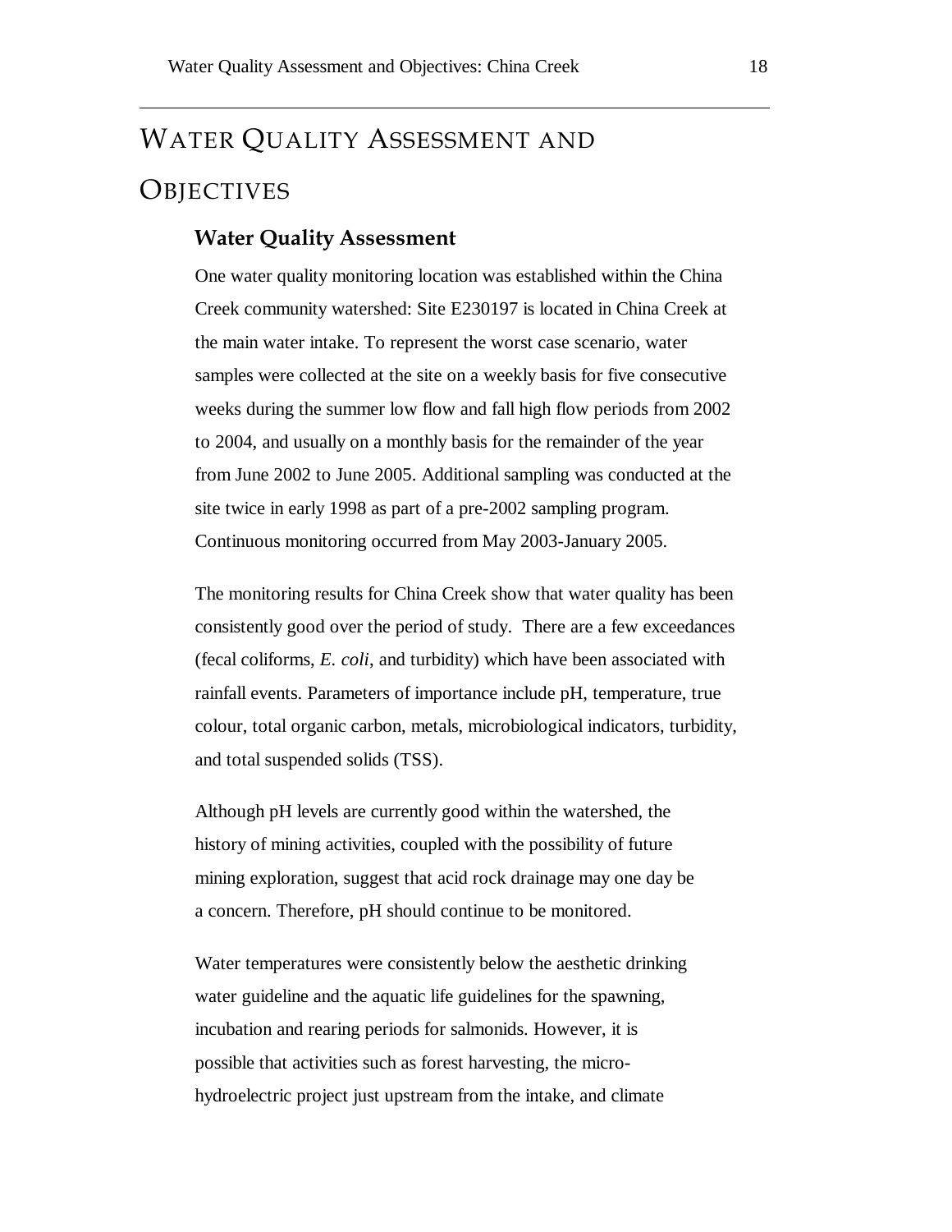# Water Quality Assessment and Objectives

## Water Quality Assessment

One water quality monitoring location was established within the China Creek community watershed: Site E230197 is located in China Creek at the main water intake. To represent the worst case scenario, water samples were collected at the site on a weekly basis for five consecutive weeks during the summer low flow and fall high flow periods from 2002 to 2004, and usually on a monthly basis for the remainder of the year from June 2002 to June 2005. Additional sampling was conducted at the site twice in early 1998 as part of a pre-2002 sampling program. Continuous monitoring occurred from May 2003-January 2005.

The monitoring results for China Creek show that water quality has been consistently good over the period of study. There are a few exceedances (fecal coliforms, *E. coli*, and turbidity) which have been associated with rainfall events. Parameters of importance include pH, temperature, true colour, total organic carbon, metals, microbiological indicators, turbidity, and total suspended solids (TSS).

Although pH levels are currently good within the watershed, the history of mining activities, coupled with the possibility of future mining exploration, suggest that acid rock drainage may one day be a concern. Therefore, pH should continue to be monitored.

Water temperatures were consistently below the aesthetic drinking water guideline and the aquatic life guidelines for the spawning, incubation and rearing periods for salmonids. However, it is possible that activities such as forest harvesting, the micro-hydroelectric project just upstream from the intake, and climate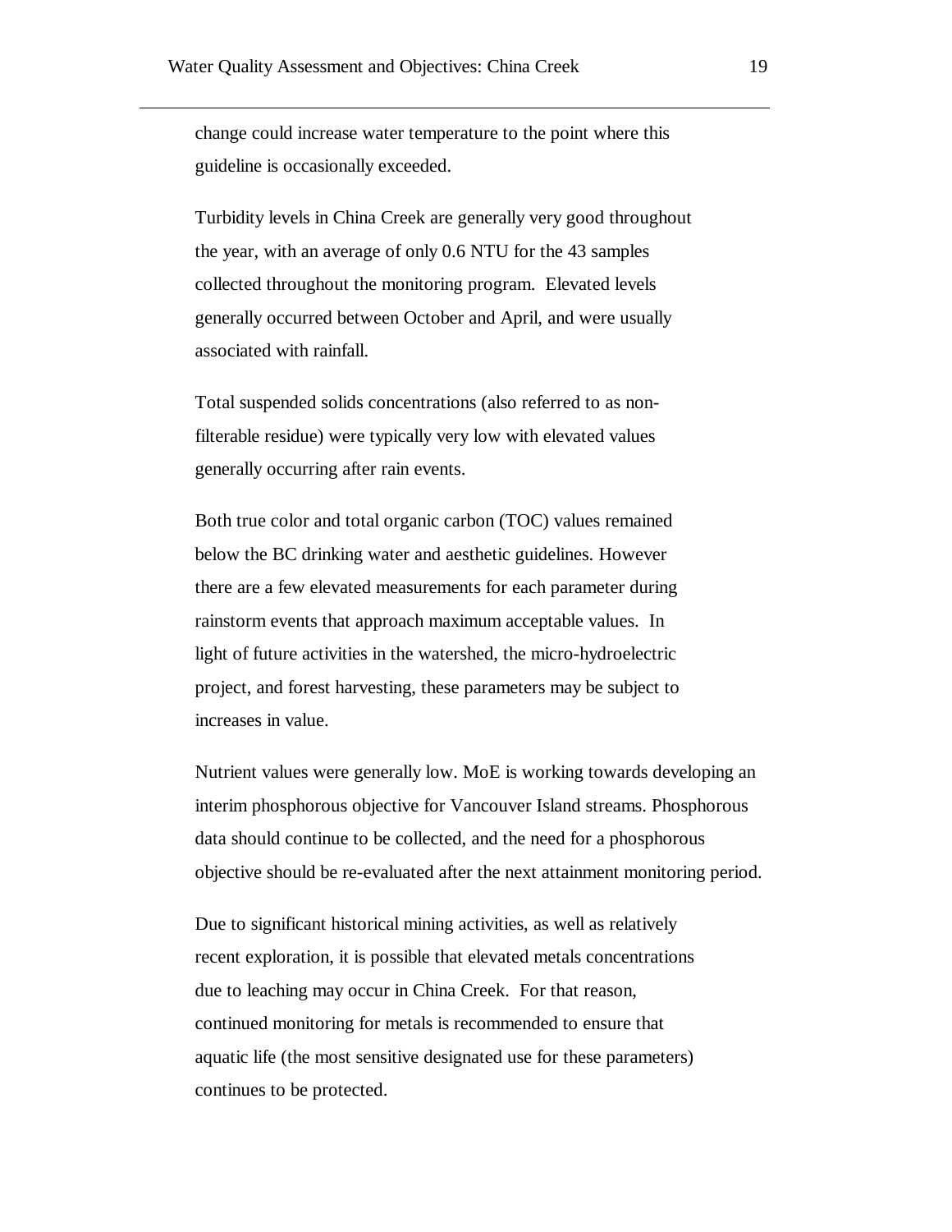change could increase water temperature to the point where this guideline is occasionally exceeded.

Turbidity levels in China Creek are generally very good throughout the year, with an average of only 0.6 NTU for the 43 samples collected throughout the monitoring program. Elevated levels generally occurred between October and April, and were usually associated with rainfall.

Total suspended solids concentrations (also referred to as non-filterable residue) were typically very low with elevated values generally occurring after rain events.

Both true color and total organic carbon (TOC) values remained below the BC drinking water and aesthetic guidelines. However there are a few elevated measurements for each parameter during rainstorm events that approach maximum acceptable values. In light of future activities in the watershed, the micro-hydroelectric project, and forest harvesting, these parameters may be subject to increases in value.

Nutrient values were generally low. MoE is working towards developing an interim phosphorous objective for Vancouver Island streams. Phosphorous data should continue to be collected, and the need for a phosphorous objective should be re-evaluated after the next attainment monitoring period.

Due to significant historical mining activities, as well as relatively recent exploration, it is possible that elevated metals concentrations due to leaching may occur in China Creek. For that reason, continued monitoring for metals is recommended to ensure that aquatic life (the most sensitive designated use for these parameters) continues to be protected.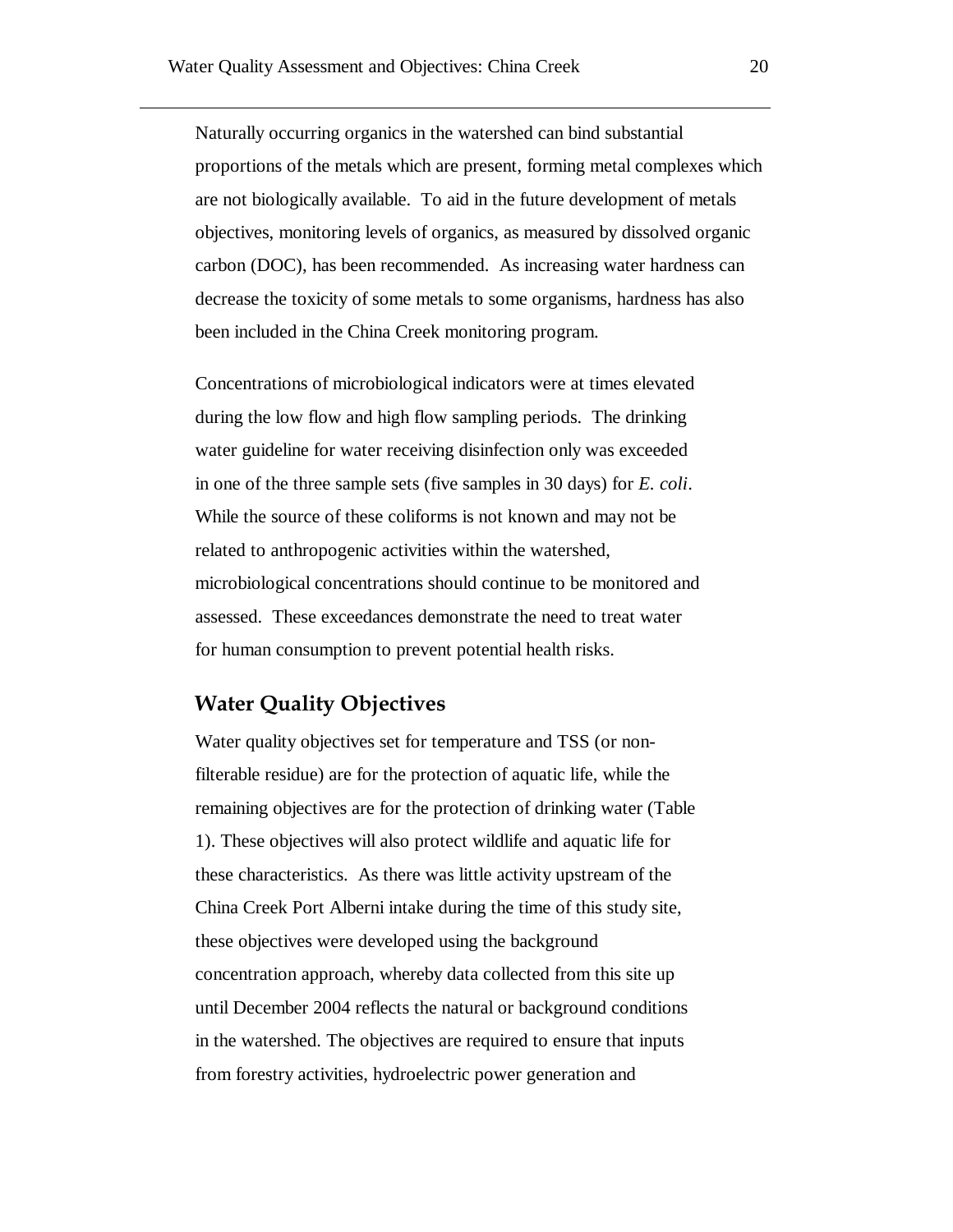Naturally occurring organics in the watershed can bind substantial proportions of the metals which are present, forming metal complexes which are not biologically available. To aid in the future development of metals objectives, monitoring levels of organics, as measured by dissolved organic carbon (DOC), has been recommended. As increasing water hardness can decrease the toxicity of some metals to some organisms, hardness has also been included in the China Creek monitoring program.

Concentrations of microbiological indicators were at times elevated during the low flow and high flow sampling periods. The drinking water guideline for water receiving disinfection only was exceeded in one of the three sample sets (five samples in 30 days) for *E. coli*. While the source of these coliforms is not known and may not be related to anthropogenic activities within the watershed, microbiological concentrations should continue to be monitored and assessed. These exceedances demonstrate the need to treat water for human consumption to prevent potential health risks.

## Water Quality Objectives

Water quality objectives set for temperature and TSS (or non-filterable residue) are for the protection of aquatic life, while the remaining objectives are for the protection of drinking water (Table 1). These objectives will also protect wildlife and aquatic life for these characteristics. As there was little activity upstream of the China Creek Port Alberni intake during the time of this study site, these objectives were developed using the background concentration approach, whereby data collected from this site up until December 2004 reflects the natural or background conditions in the watershed. The objectives are required to ensure that inputs from forestry activities, hydroelectric power generation and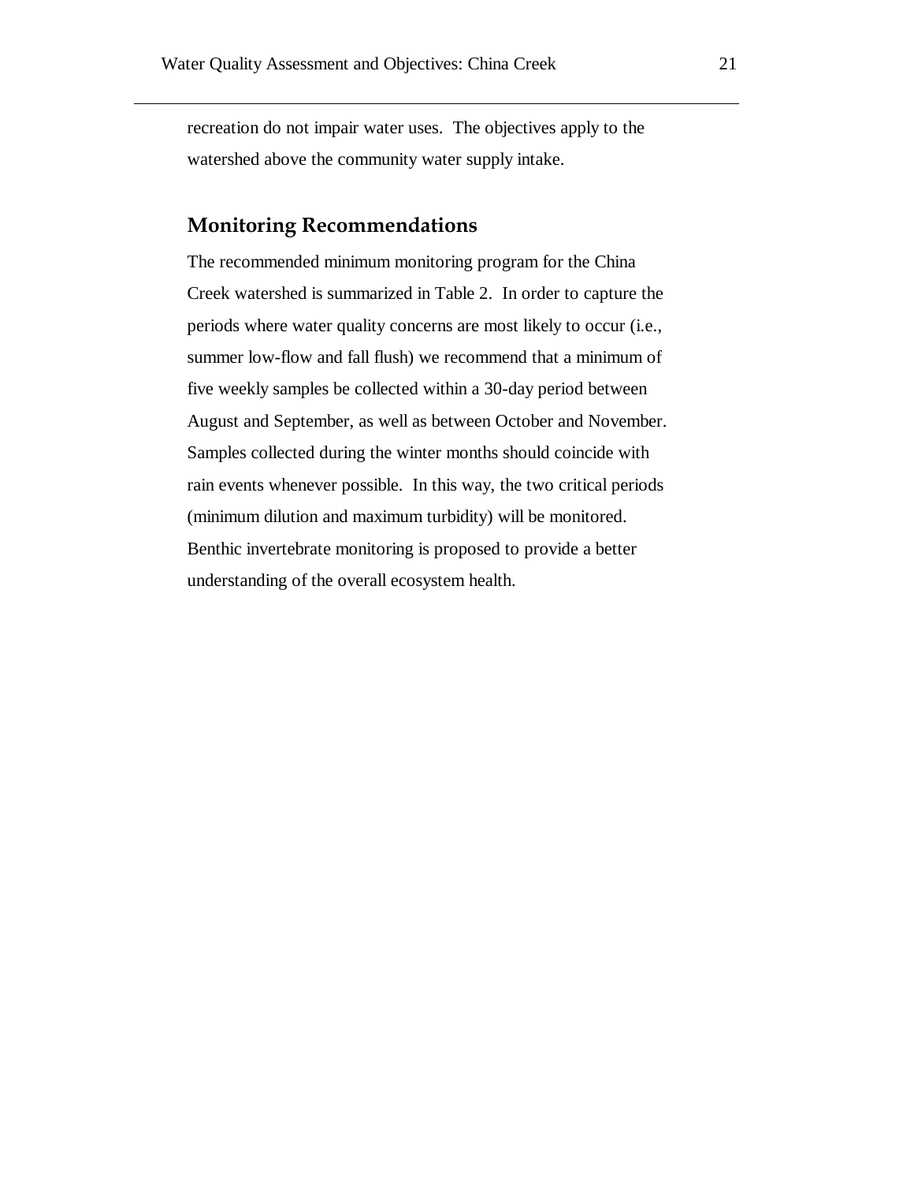recreation do not impair water uses. The objectives apply to the watershed above the community water supply intake.

## Monitoring Recommendations

The recommended minimum monitoring program for the China Creek watershed is summarized in Table 2. In order to capture the periods where water quality concerns are most likely to occur (i.e., summer low-flow and fall flush) we recommend that a minimum of five weekly samples be collected within a 30-day period between August and September, as well as between October and November. Samples collected during the winter months should coincide with rain events whenever possible. In this way, the two critical periods (minimum dilution and maximum turbidity) will be monitored. Benthic invertebrate monitoring is proposed to provide a better understanding of the overall ecosystem health.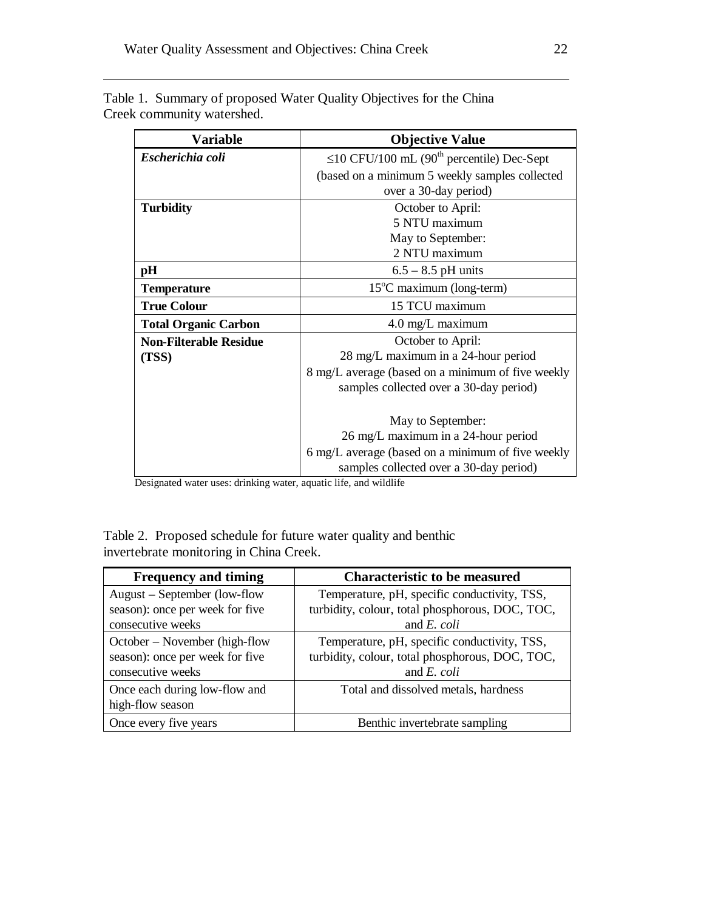Table 1. Summary of proposed Water Quality Objectives for the China Creek community watershed.

| Variable | Objective Value |
|---|---|
| ***Escherichia coli*** | ≤10 CFU/100 mL (90$^{th}$ percentile) Dec-Sept (based on a minimum 5 weekly samples collected over a 30-day period) |
| **Turbidity** | October to April: 5 NTU maximum<br>May to September: 2 NTU maximum |
| **pH** | 6.5 – 8.5 pH units |
| **Temperature** | 15$^{o}$C maximum (long-term) |
| **True Colour** | 15 TCU maximum |
| **Total Organic Carbon** | 4.0 mg/L maximum |
| **Non-Filterable Residue (TSS)** | October to April: 28 mg/L maximum in a 24-hour period; 8 mg/L average (based on a minimum of five weekly samples collected over a 30-day period)<br><br>May to September: 26 mg/L maximum in a 24-hour period; 6 mg/L average (based on a minimum of five weekly samples collected over a 30-day period) |

Designated water uses: drinking water, aquatic life, and wildlife

Table 2. Proposed schedule for future water quality and benthic invertebrate monitoring in China Creek.

| Frequency and timing | Characteristic to be measured |
|---|---|
| August – September (low-flow season): once per week for five consecutive weeks | Temperature, pH, specific conductivity, TSS, turbidity, colour, total phosphorous, DOC, TOC, and *E. coli* |
| October – November (high-flow season): once per week for five consecutive weeks | Temperature, pH, specific conductivity, TSS, turbidity, colour, total phosphorous, DOC, TOC, and *E. coli* |
| Once each during low-flow and high-flow season | Total and dissolved metals, hardness |
| Once every five years | Benthic invertebrate sampling |